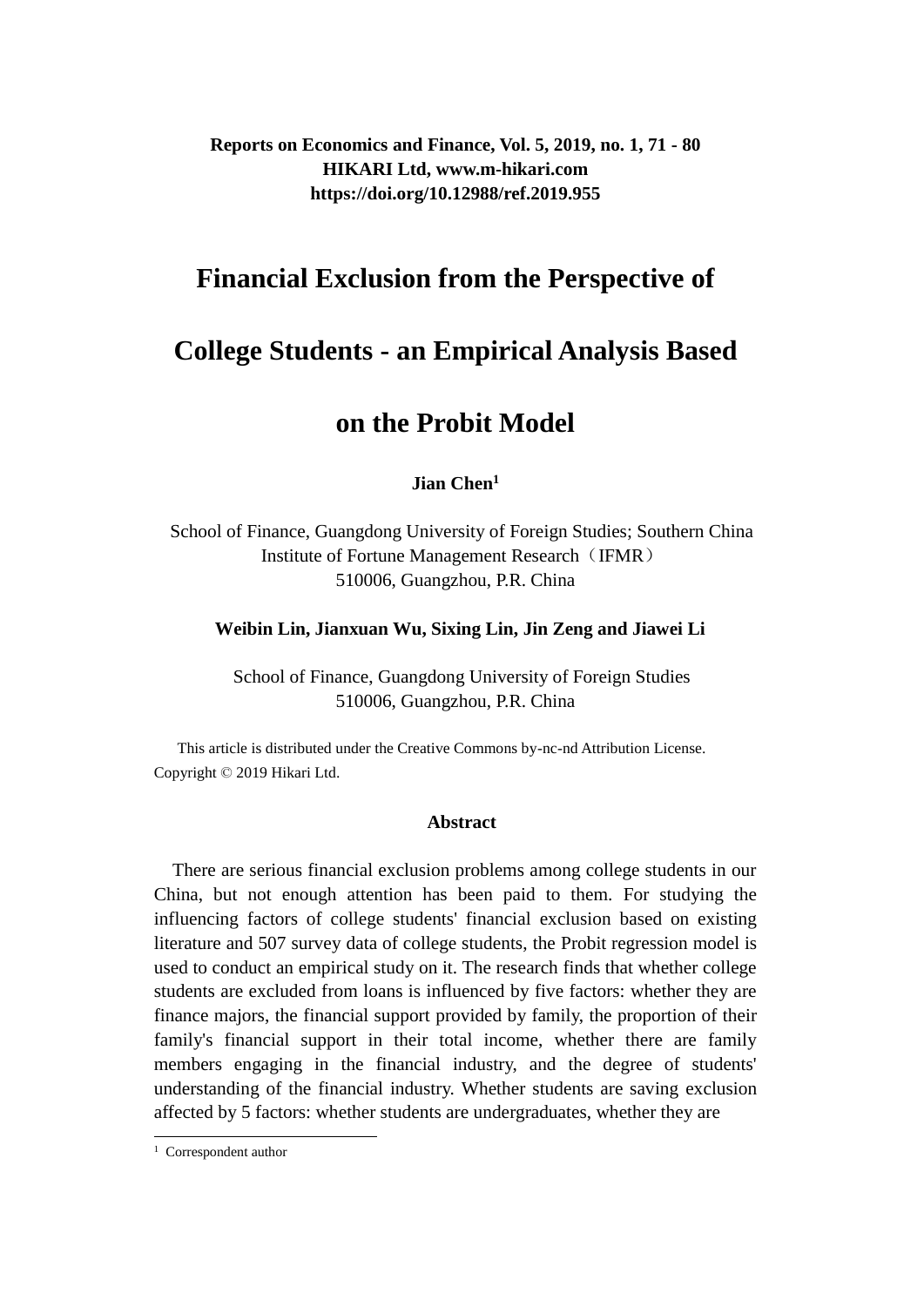# Financial Exclusion from the Perspective of College Students - an Empirical Analysis Based on the Probit Model

**Jian Chen**[1]

School of Finance, Guangdong University of Foreign Studies; Southern China Institute of Fortune Management Research（IFMR）
510006, Guangzhou, P.R. China

**Weibin Lin, Jianxuan Wu, Sixing Lin, Jin Zeng and Jiawei Li**

School of Finance, Guangdong University of Foreign Studies
510006, Guangzhou, P.R. China

This article is distributed under the Creative Commons by-nc-nd Attribution License. Copyright © 2019 Hikari Ltd.

## Abstract

There are serious financial exclusion problems among college students in our China, but not enough attention has been paid to them. For studying the influencing factors of college students' financial exclusion based on existing literature and 507 survey data of college students, the Probit regression model is used to conduct an empirical study on it. The research finds that whether college students are excluded from loans is influenced by five factors: whether they are finance majors, the financial support provided by family, the proportion of their family's financial support in their total income, whether there are family members engaging in the financial industry, and the degree of students' understanding of the financial industry. Whether students are saving exclusion affected by 5 factors: whether students are undergraduates, whether they are

[1] Correspondent author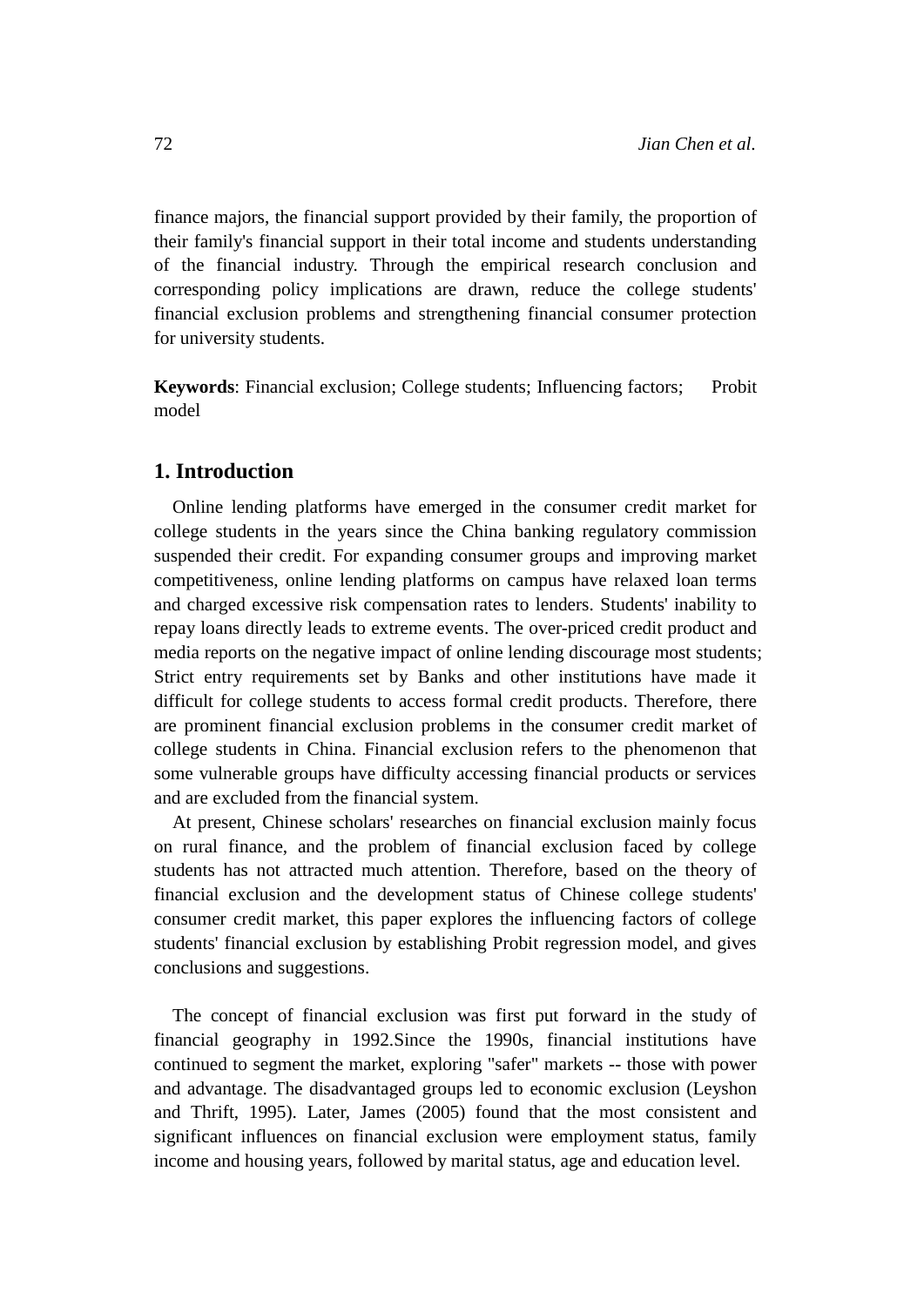finance majors, the financial support provided by their family, the proportion of their family's financial support in their total income and students understanding of the financial industry. Through the empirical research conclusion and corresponding policy implications are drawn, reduce the college students' financial exclusion problems and strengthening financial consumer protection for university students.

**Keywords**: Financial exclusion; College students; Influencing factors; Probit model

## 1. Introduction

Online lending platforms have emerged in the consumer credit market for college students in the years since the China banking regulatory commission suspended their credit. For expanding consumer groups and improving market competitiveness, online lending platforms on campus have relaxed loan terms and charged excessive risk compensation rates to lenders. Students' inability to repay loans directly leads to extreme events. The over-priced credit product and media reports on the negative impact of online lending discourage most students; Strict entry requirements set by Banks and other institutions have made it difficult for college students to access formal credit products. Therefore, there are prominent financial exclusion problems in the consumer credit market of college students in China. Financial exclusion refers to the phenomenon that some vulnerable groups have difficulty accessing financial products or services and are excluded from the financial system.

At present, Chinese scholars' researches on financial exclusion mainly focus on rural finance, and the problem of financial exclusion faced by college students has not attracted much attention. Therefore, based on the theory of financial exclusion and the development status of Chinese college students' consumer credit market, this paper explores the influencing factors of college students' financial exclusion by establishing Probit regression model, and gives conclusions and suggestions.

The concept of financial exclusion was first put forward in the study of financial geography in 1992.Since the 1990s, financial institutions have continued to segment the market, exploring "safer" markets -- those with power and advantage. The disadvantaged groups led to economic exclusion (Leyshon and Thrift, 1995). Later, James (2005) found that the most consistent and significant influences on financial exclusion were employment status, family income and housing years, followed by marital status, age and education level.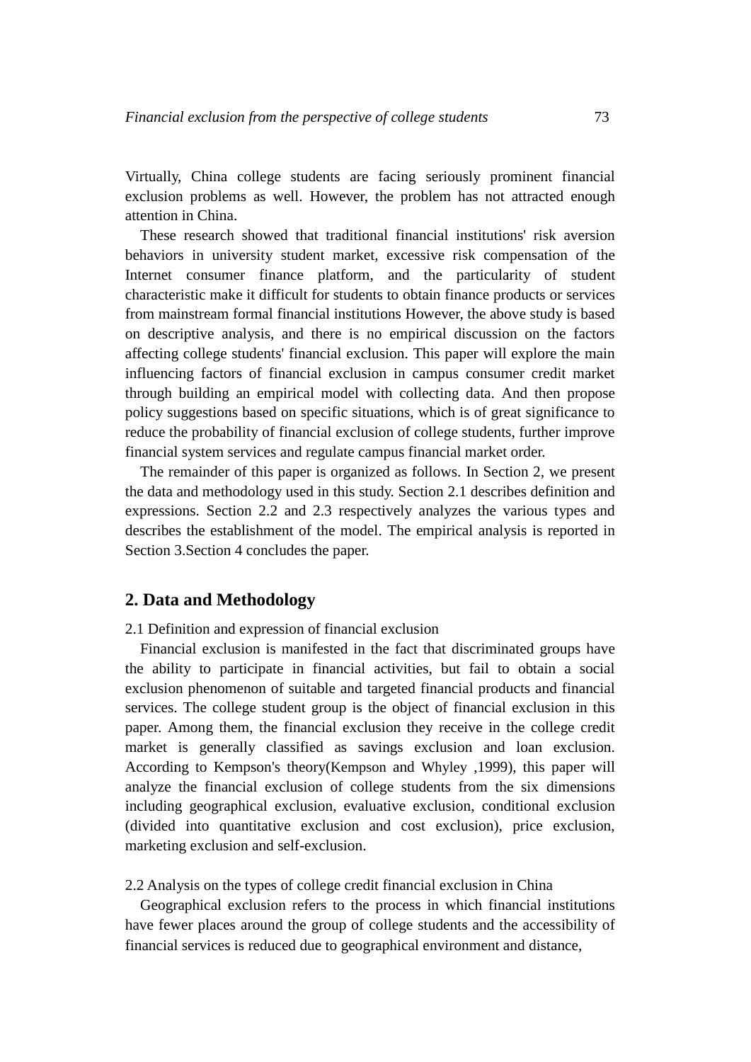Virtually, China college students are facing seriously prominent financial exclusion problems as well. However, the problem has not attracted enough attention in China.

These research showed that traditional financial institutions' risk aversion behaviors in university student market, excessive risk compensation of the Internet consumer finance platform, and the particularity of student characteristic make it difficult for students to obtain finance products or services from mainstream formal financial institutions However, the above study is based on descriptive analysis, and there is no empirical discussion on the factors affecting college students' financial exclusion. This paper will explore the main influencing factors of financial exclusion in campus consumer credit market through building an empirical model with collecting data. And then propose policy suggestions based on specific situations, which is of great significance to reduce the probability of financial exclusion of college students, further improve financial system services and regulate campus financial market order.

The remainder of this paper is organized as follows. In Section 2, we present the data and methodology used in this study. Section 2.1 describes definition and expressions. Section 2.2 and 2.3 respectively analyzes the various types and describes the establishment of the model. The empirical analysis is reported in Section 3.Section 4 concludes the paper.

## 2. Data and Methodology

2.1 Definition and expression of financial exclusion

Financial exclusion is manifested in the fact that discriminated groups have the ability to participate in financial activities, but fail to obtain a social exclusion phenomenon of suitable and targeted financial products and financial services. The college student group is the object of financial exclusion in this paper. Among them, the financial exclusion they receive in the college credit market is generally classified as savings exclusion and loan exclusion. According to Kempson's theory(Kempson and Whyley ,1999), this paper will analyze the financial exclusion of college students from the six dimensions including geographical exclusion, evaluative exclusion, conditional exclusion (divided into quantitative exclusion and cost exclusion), price exclusion, marketing exclusion and self-exclusion.

2.2 Analysis on the types of college credit financial exclusion in China

Geographical exclusion refers to the process in which financial institutions have fewer places around the group of college students and the accessibility of financial services is reduced due to geographical environment and distance,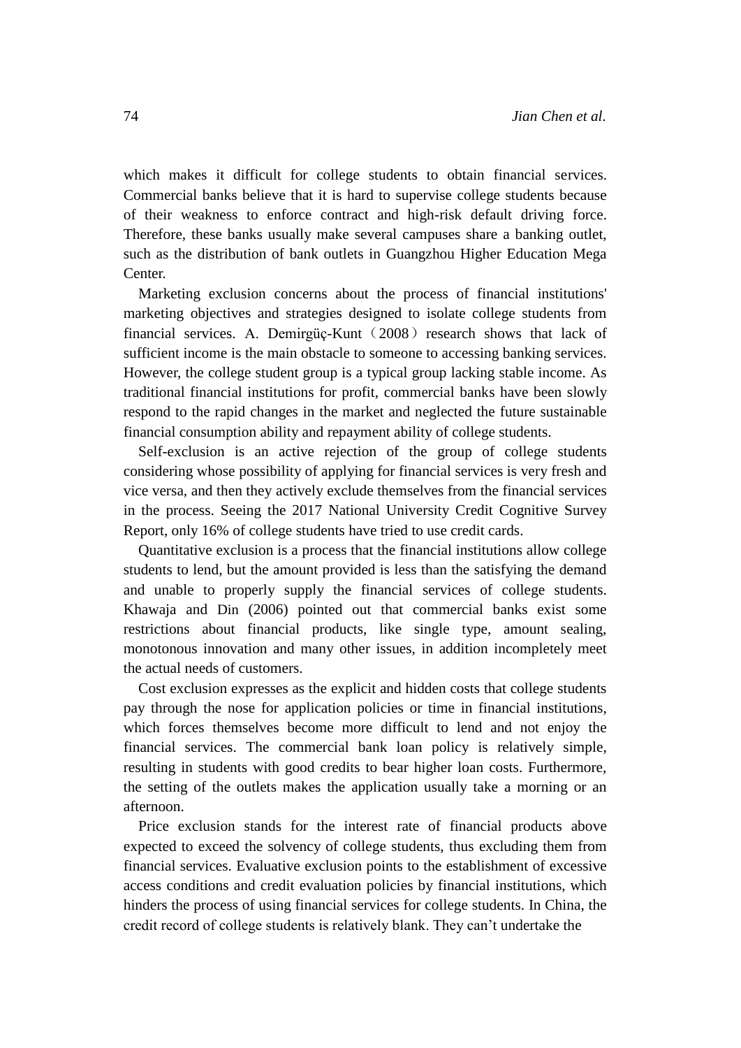which makes it difficult for college students to obtain financial services. Commercial banks believe that it is hard to supervise college students because of their weakness to enforce contract and high-risk default driving force. Therefore, these banks usually make several campuses share a banking outlet, such as the distribution of bank outlets in Guangzhou Higher Education Mega Center.

Marketing exclusion concerns about the process of financial institutions' marketing objectives and strategies designed to isolate college students from financial services. A. Demirgüç-Kunt（2008）research shows that lack of sufficient income is the main obstacle to someone to accessing banking services. However, the college student group is a typical group lacking stable income. As traditional financial institutions for profit, commercial banks have been slowly respond to the rapid changes in the market and neglected the future sustainable financial consumption ability and repayment ability of college students.

Self-exclusion is an active rejection of the group of college students considering whose possibility of applying for financial services is very fresh and vice versa, and then they actively exclude themselves from the financial services in the process. Seeing the 2017 National University Credit Cognitive Survey Report, only 16% of college students have tried to use credit cards.

Quantitative exclusion is a process that the financial institutions allow college students to lend, but the amount provided is less than the satisfying the demand and unable to properly supply the financial services of college students. Khawaja and Din (2006) pointed out that commercial banks exist some restrictions about financial products, like single type, amount sealing, monotonous innovation and many other issues, in addition incompletely meet the actual needs of customers.

Cost exclusion expresses as the explicit and hidden costs that college students pay through the nose for application policies or time in financial institutions, which forces themselves become more difficult to lend and not enjoy the financial services. The commercial bank loan policy is relatively simple, resulting in students with good credits to bear higher loan costs. Furthermore, the setting of the outlets makes the application usually take a morning or an afternoon.

Price exclusion stands for the interest rate of financial products above expected to exceed the solvency of college students, thus excluding them from financial services. Evaluative exclusion points to the establishment of excessive access conditions and credit evaluation policies by financial institutions, which hinders the process of using financial services for college students. In China, the credit record of college students is relatively blank. They can't undertake the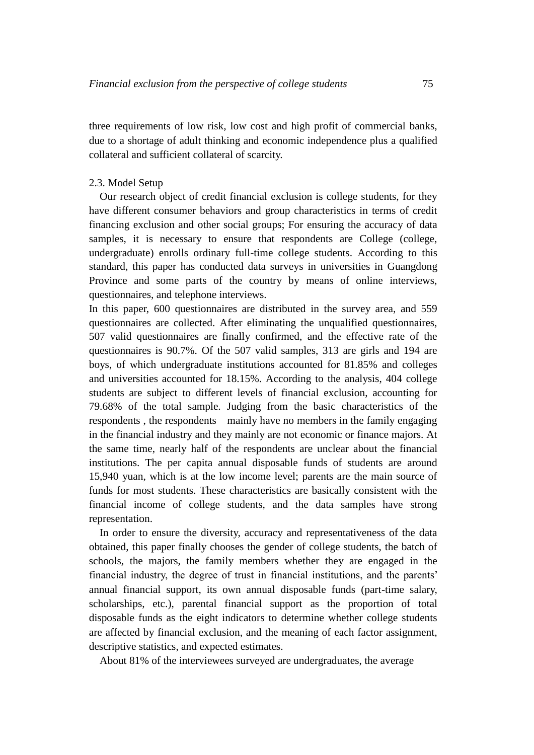three requirements of low risk, low cost and high profit of commercial banks, due to a shortage of adult thinking and economic independence plus a qualified collateral and sufficient collateral of scarcity.

### 2.3. Model Setup

Our research object of credit financial exclusion is college students, for they have different consumer behaviors and group characteristics in terms of credit financing exclusion and other social groups; For ensuring the accuracy of data samples, it is necessary to ensure that respondents are College (college, undergraduate) enrolls ordinary full-time college students. According to this standard, this paper has conducted data surveys in universities in Guangdong Province and some parts of the country by means of online interviews, questionnaires, and telephone interviews.

In this paper, 600 questionnaires are distributed in the survey area, and 559 questionnaires are collected. After eliminating the unqualified questionnaires, 507 valid questionnaires are finally confirmed, and the effective rate of the questionnaires is 90.7%. Of the 507 valid samples, 313 are girls and 194 are boys, of which undergraduate institutions accounted for 81.85% and colleges and universities accounted for 18.15%. According to the analysis, 404 college students are subject to different levels of financial exclusion, accounting for 79.68% of the total sample. Judging from the basic characteristics of the respondents , the respondents mainly have no members in the family engaging in the financial industry and they mainly are not economic or finance majors. At the same time, nearly half of the respondents are unclear about the financial institutions. The per capita annual disposable funds of students are around 15,940 yuan, which is at the low income level; parents are the main source of funds for most students. These characteristics are basically consistent with the financial income of college students, and the data samples have strong representation.

In order to ensure the diversity, accuracy and representativeness of the data obtained, this paper finally chooses the gender of college students, the batch of schools, the majors, the family members whether they are engaged in the financial industry, the degree of trust in financial institutions, and the parents' annual financial support, its own annual disposable funds (part-time salary, scholarships, etc.), parental financial support as the proportion of total disposable funds as the eight indicators to determine whether college students are affected by financial exclusion, and the meaning of each factor assignment, descriptive statistics, and expected estimates.

About 81% of the interviewees surveyed are undergraduates, the average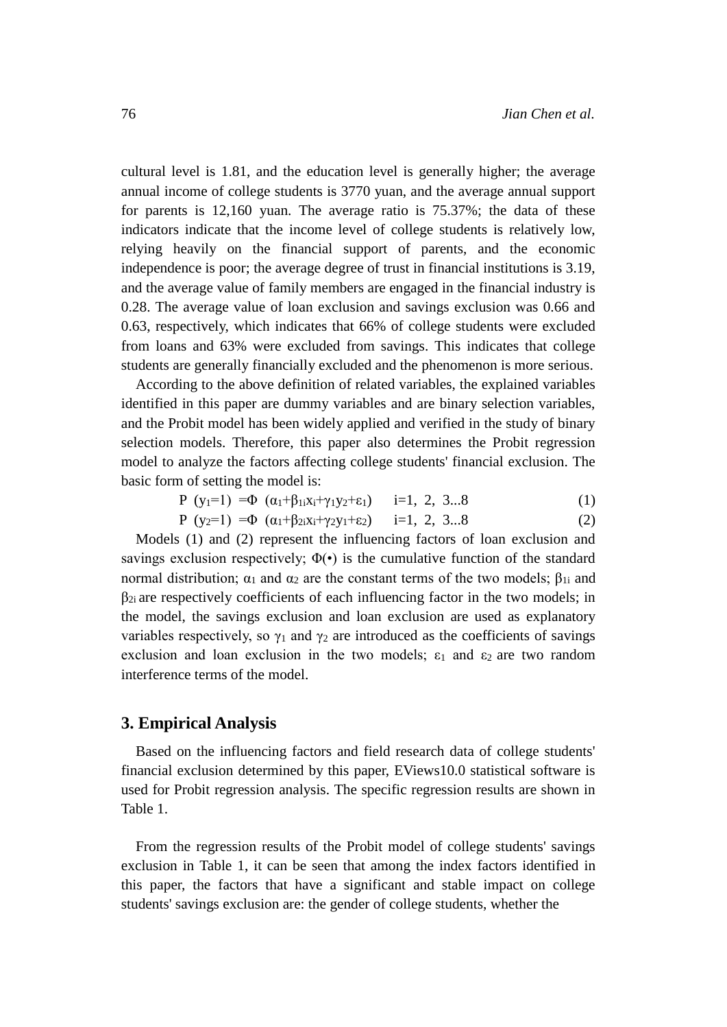cultural level is 1.81, and the education level is generally higher; the average annual income of college students is 3770 yuan, and the average annual support for parents is 12,160 yuan. The average ratio is 75.37%; the data of these indicators indicate that the income level of college students is relatively low, relying heavily on the financial support of parents, and the economic independence is poor; the average degree of trust in financial institutions is 3.19, and the average value of family members are engaged in the financial industry is 0.28. The average value of loan exclusion and savings exclusion was 0.66 and 0.63, respectively, which indicates that 66% of college students were excluded from loans and 63% were excluded from savings. This indicates that college students are generally financially excluded and the phenomenon is more serious.

According to the above definition of related variables, the explained variables identified in this paper are dummy variables and are binary selection variables, and the Probit model has been widely applied and verified in the study of binary selection models. Therefore, this paper also determines the Probit regression model to analyze the factors affecting college students' financial exclusion. The basic form of setting the model is:

$$P\ (y_1=1)\ =\Phi\ (\alpha_1+\beta_{1i}x_i+\gamma_1 y_2+\varepsilon_1)\qquad i=1,\ 2,\ 3...8 \tag{1}$$

$$P\ (y_2=1)\ =\Phi\ (\alpha_1+\beta_{2i}x_i+\gamma_2 y_1+\varepsilon_2)\qquad i=1,\ 2,\ 3...8 \tag{2}$$

Models (1) and (2) represent the influencing factors of loan exclusion and savings exclusion respectively; $\Phi(\bullet)$ is the cumulative function of the standard normal distribution; $\alpha_1$ and $\alpha_2$ are the constant terms of the two models; $\beta_{1i}$ and $\beta_{2i}$ are respectively coefficients of each influencing factor in the two models; in the model, the savings exclusion and loan exclusion are used as explanatory variables respectively, so $\gamma_1$ and $\gamma_2$ are introduced as the coefficients of savings exclusion and loan exclusion in the two models; $\varepsilon_1$ and $\varepsilon_2$ are two random interference terms of the model.

## 3. Empirical Analysis

Based on the influencing factors and field research data of college students' financial exclusion determined by this paper, EViews10.0 statistical software is used for Probit regression analysis. The specific regression results are shown in Table 1.

From the regression results of the Probit model of college students' savings exclusion in Table 1, it can be seen that among the index factors identified in this paper, the factors that have a significant and stable impact on college students' savings exclusion are: the gender of college students, whether the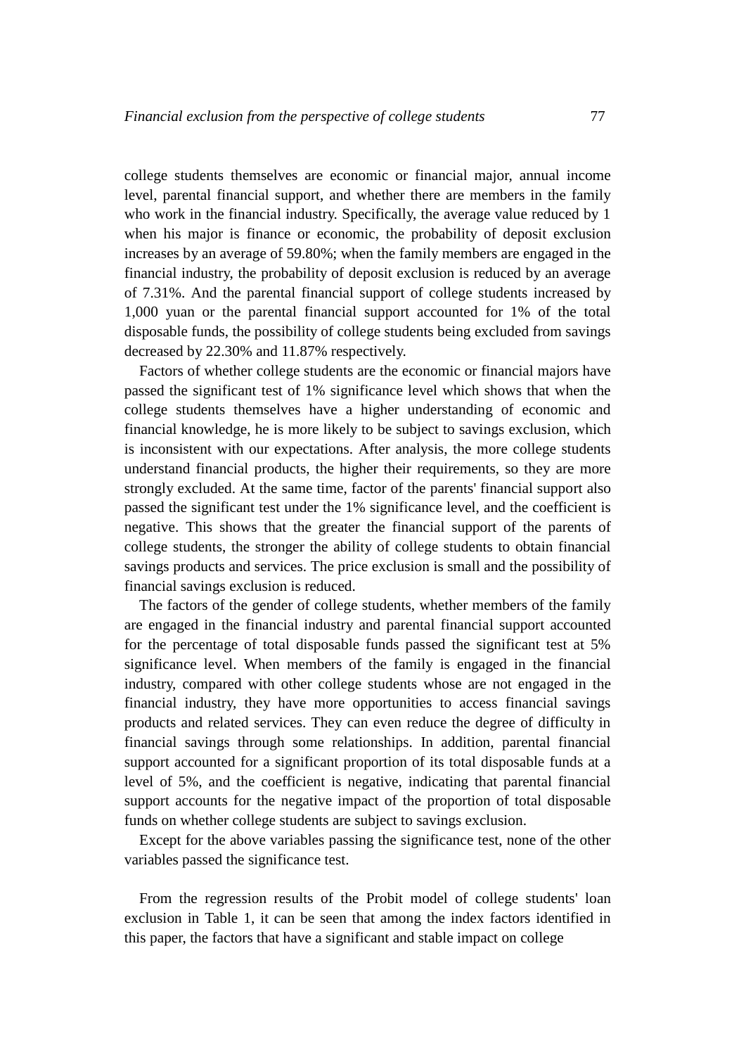college students themselves are economic or financial major, annual income level, parental financial support, and whether there are members in the family who work in the financial industry. Specifically, the average value reduced by 1 when his major is finance or economic, the probability of deposit exclusion increases by an average of 59.80%; when the family members are engaged in the financial industry, the probability of deposit exclusion is reduced by an average of 7.31%. And the parental financial support of college students increased by 1,000 yuan or the parental financial support accounted for 1% of the total disposable funds, the possibility of college students being excluded from savings decreased by 22.30% and 11.87% respectively.

Factors of whether college students are the economic or financial majors have passed the significant test of 1% significance level which shows that when the college students themselves have a higher understanding of economic and financial knowledge, he is more likely to be subject to savings exclusion, which is inconsistent with our expectations. After analysis, the more college students understand financial products, the higher their requirements, so they are more strongly excluded. At the same time, factor of the parents' financial support also passed the significant test under the 1% significance level, and the coefficient is negative. This shows that the greater the financial support of the parents of college students, the stronger the ability of college students to obtain financial savings products and services. The price exclusion is small and the possibility of financial savings exclusion is reduced.

The factors of the gender of college students, whether members of the family are engaged in the financial industry and parental financial support accounted for the percentage of total disposable funds passed the significant test at 5% significance level. When members of the family is engaged in the financial industry, compared with other college students whose are not engaged in the financial industry, they have more opportunities to access financial savings products and related services. They can even reduce the degree of difficulty in financial savings through some relationships. In addition, parental financial support accounted for a significant proportion of its total disposable funds at a level of 5%, and the coefficient is negative, indicating that parental financial support accounts for the negative impact of the proportion of total disposable funds on whether college students are subject to savings exclusion.

Except for the above variables passing the significance test, none of the other variables passed the significance test.

From the regression results of the Probit model of college students' loan exclusion in Table 1, it can be seen that among the index factors identified in this paper, the factors that have a significant and stable impact on college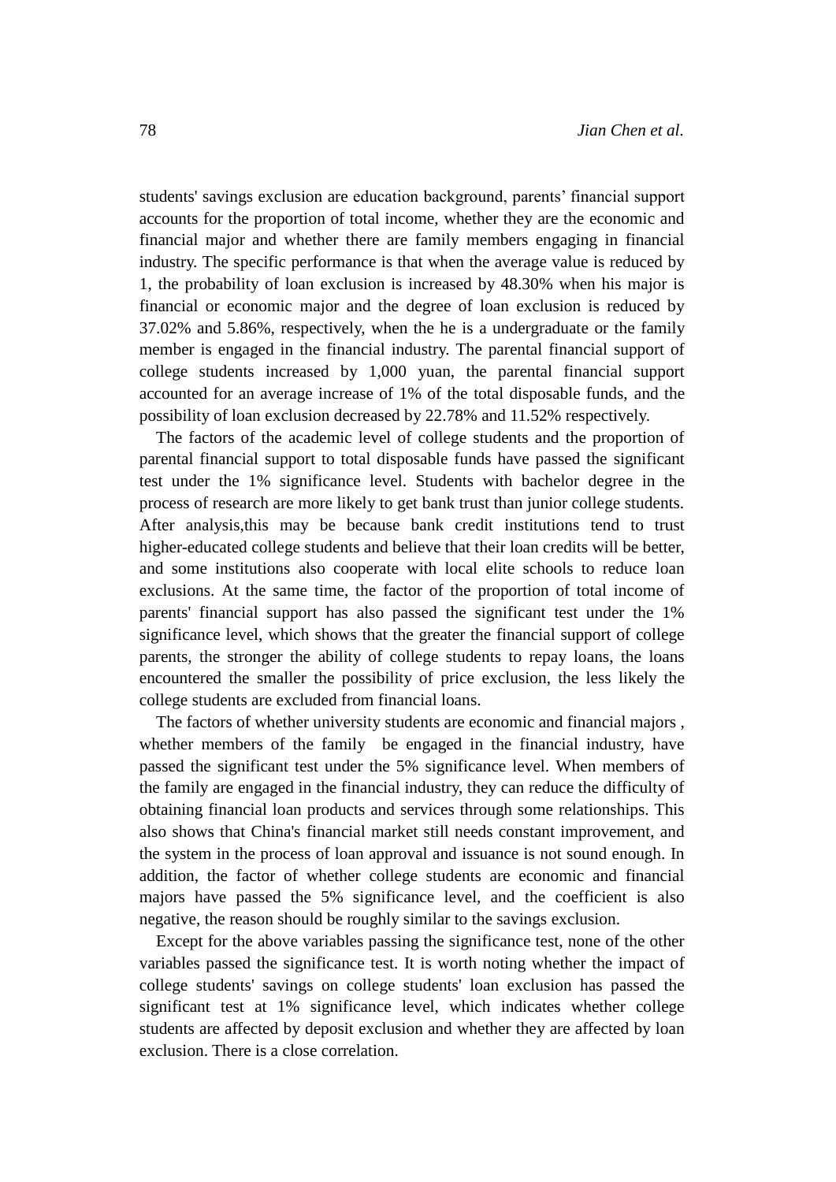students' savings exclusion are education background, parents' financial support accounts for the proportion of total income, whether they are the economic and financial major and whether there are family members engaging in financial industry. The specific performance is that when the average value is reduced by 1, the probability of loan exclusion is increased by 48.30% when his major is financial or economic major and the degree of loan exclusion is reduced by 37.02% and 5.86%, respectively, when the he is a undergraduate or the family member is engaged in the financial industry. The parental financial support of college students increased by 1,000 yuan, the parental financial support accounted for an average increase of 1% of the total disposable funds, and the possibility of loan exclusion decreased by 22.78% and 11.52% respectively.

The factors of the academic level of college students and the proportion of parental financial support to total disposable funds have passed the significant test under the 1% significance level. Students with bachelor degree in the process of research are more likely to get bank trust than junior college students. After analysis,this may be because bank credit institutions tend to trust higher-educated college students and believe that their loan credits will be better, and some institutions also cooperate with local elite schools to reduce loan exclusions. At the same time, the factor of the proportion of total income of parents' financial support has also passed the significant test under the 1% significance level, which shows that the greater the financial support of college parents, the stronger the ability of college students to repay loans, the loans encountered the smaller the possibility of price exclusion, the less likely the college students are excluded from financial loans.

The factors of whether university students are economic and financial majors , whether members of the family be engaged in the financial industry, have passed the significant test under the 5% significance level. When members of the family are engaged in the financial industry, they can reduce the difficulty of obtaining financial loan products and services through some relationships. This also shows that China's financial market still needs constant improvement, and the system in the process of loan approval and issuance is not sound enough. In addition, the factor of whether college students are economic and financial majors have passed the 5% significance level, and the coefficient is also negative, the reason should be roughly similar to the savings exclusion.

Except for the above variables passing the significance test, none of the other variables passed the significance test. It is worth noting whether the impact of college students' savings on college students' loan exclusion has passed the significant test at 1% significance level, which indicates whether college students are affected by deposit exclusion and whether they are affected by loan exclusion. There is a close correlation.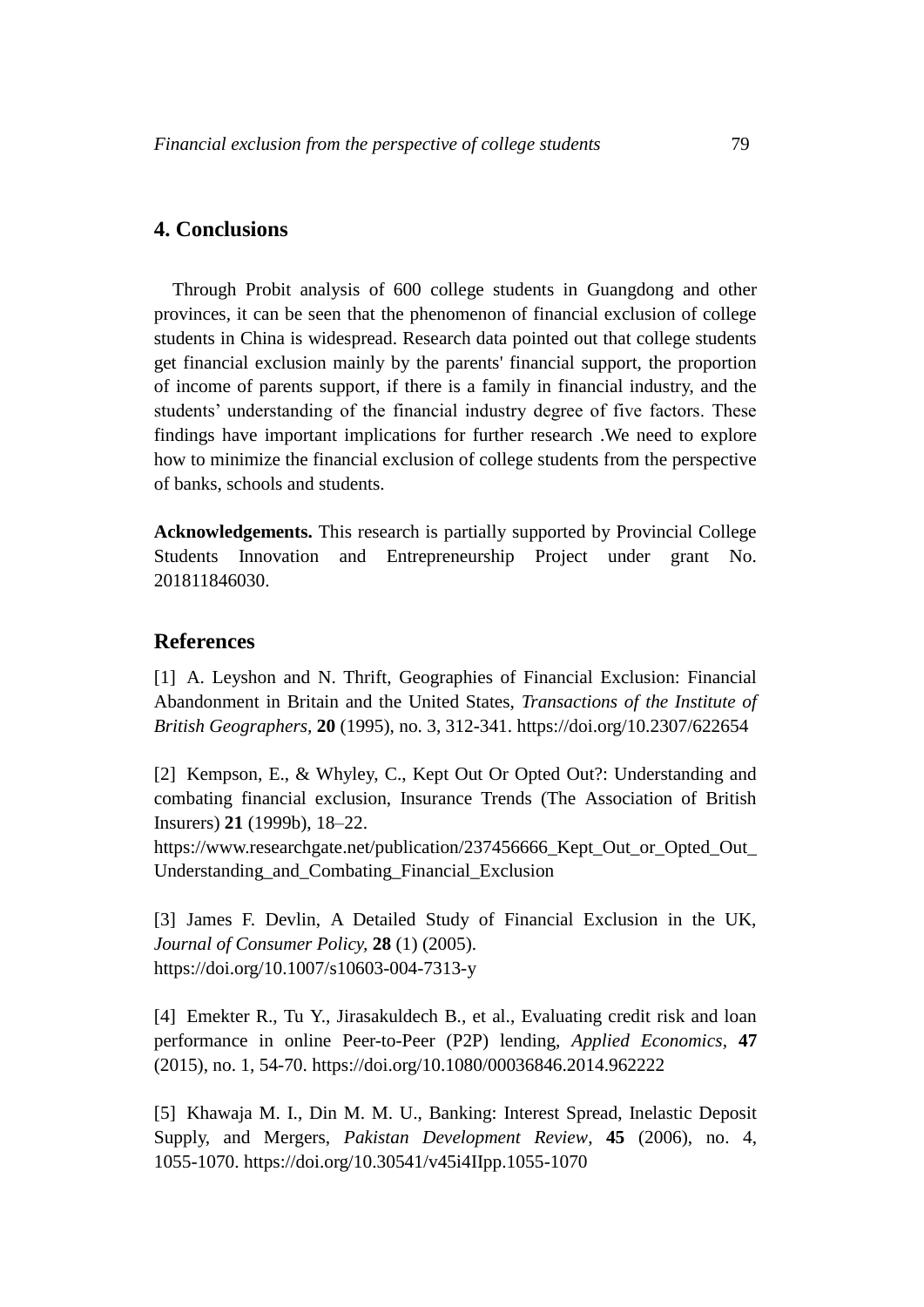## 4. Conclusions

Through Probit analysis of 600 college students in Guangdong and other provinces, it can be seen that the phenomenon of financial exclusion of college students in China is widespread. Research data pointed out that college students get financial exclusion mainly by the parents' financial support, the proportion of income of parents support, if there is a family in financial industry, and the students’ understanding of the financial industry degree of five factors. These findings have important implications for further research .We need to explore how to minimize the financial exclusion of college students from the perspective of banks, schools and students.

**Acknowledgements.** This research is partially supported by Provincial College Students Innovation and Entrepreneurship Project under grant No. 201811846030.

## References

[1] A. Leyshon and N. Thrift, Geographies of Financial Exclusion: Financial Abandonment in Britain and the United States, *Transactions of the Institute of British Geographers*, **20** (1995), no. 3, 312-341. https://doi.org/10.2307/622654

[2] Kempson, E., & Whyley, C., Kept Out Or Opted Out?: Understanding and combating financial exclusion, Insurance Trends (The Association of British Insurers) **21** (1999b), 18–22. https://www.researchgate.net/publication/237456666_Kept_Out_or_Opted_Out_Understanding_and_Combating_Financial_Exclusion

[3] James F. Devlin, A Detailed Study of Financial Exclusion in the UK, *Journal of Consumer Policy*, **28** (1) (2005). https://doi.org/10.1007/s10603-004-7313-y

[4] Emekter R., Tu Y., Jirasakuldech B., et al., Evaluating credit risk and loan performance in online Peer-to-Peer (P2P) lending, *Applied Economics*, **47** (2015), no. 1, 54-70. https://doi.org/10.1080/00036846.2014.962222

[5] Khawaja M. I., Din M. M. U., Banking: Interest Spread, Inelastic Deposit Supply, and Mergers, *Pakistan Development Review*, **45** (2006), no. 4, 1055-1070. https://doi.org/10.30541/v45i4IIpp.1055-1070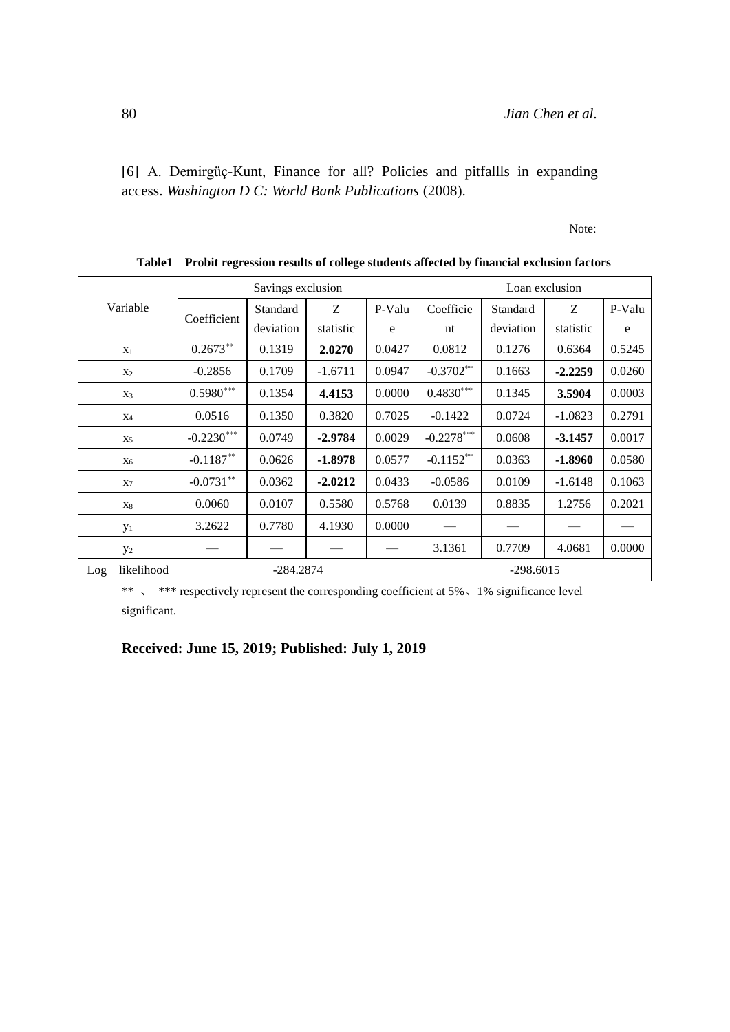[6] A. Demirgüç-Kunt, Finance for all? Policies and pitfallls in expanding access. *Washington D C: World Bank Publications* (2008).

Note:

**Table1 Probit regression results of college students affected by financial exclusion factors**

| Variable | Savings exclusion | | | | Loan exclusion | | | |
|---|---|---|---|---|---|---|---|---|
| | Coefficient | Standard deviation | Z statistic | P-Value | Coefficient | Standard deviation | Z statistic | P-Value |
| $x_1$ | $0.2673^{**}$ | 0.1319 | **2.0270** | 0.0427 | 0.0812 | 0.1276 | 0.6364 | 0.5245 |
| $x_2$ | -0.2856 | 0.1709 | -1.6711 | 0.0947 | $-0.3702^{**}$ | 0.1663 | **-2.2259** | 0.0260 |
| $x_3$ | $0.5980^{***}$ | 0.1354 | **4.4153** | 0.0000 | $0.4830^{***}$ | 0.1345 | **3.5904** | 0.0003 |
| $x_4$ | 0.0516 | 0.1350 | 0.3820 | 0.7025 | -0.1422 | 0.0724 | -1.0823 | 0.2791 |
| $x_5$ | $-0.2230^{***}$ | 0.0749 | **-2.9784** | 0.0029 | $-0.2278^{***}$ | 0.0608 | **-3.1457** | 0.0017 |
| $x_6$ | $-0.1187^{**}$ | 0.0626 | **-1.8978** | 0.0577 | $-0.1152^{**}$ | 0.0363 | **-1.8960** | 0.0580 |
| $x_7$ | $-0.0731^{**}$ | 0.0362 | **-2.0212** | 0.0433 | -0.0586 | 0.0109 | -1.6148 | 0.1063 |
| $x_8$ | 0.0060 | 0.0107 | 0.5580 | 0.5768 | 0.0139 | 0.8835 | 1.2756 | 0.2021 |
| $y_1$ | 3.2622 | 0.7780 | 4.1930 | 0.0000 | — | — | — | — |
| $y_2$ | — | — | — | — | 3.1361 | 0.7709 | 4.0681 | 0.0000 |
| Log likelihood | -284.2874 | | | | -298.6015 | | | |

** 、 *** respectively represent the corresponding coefficient at 5%、1% significance level significant.

**Received: June 15, 2019; Published: July 1, 2019**